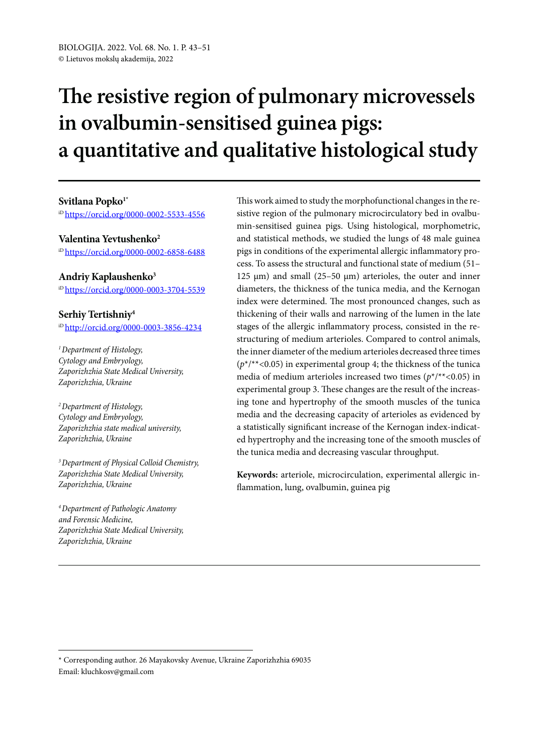# The resistive region of pulmonary microvessels in ovalbumin-sensitised guinea pigs: a quantitative and qualitative histological study

**Svitlana Popko**[1*]

https://orcid.org/0000-0002-5533-4556

**Valentina Yevtushenko**[2]

https://orcid.org/0000-0002-6858-6488

**Andriy Kaplaushenko**[3]

https://orcid.org/0000-0003-3704-5539

**Serhiy Tertishniy**[4]

http://orcid.org/0000-0003-3856-4234

*[1] Department of Histology, Cytology and Embryology, Zaporizhzhia State Medical University, Zaporizhzhia, Ukraine*

*[2] Department of Histology, Cytology and Embryology, Zaporizhzhia state medical university, Zaporizhzhia, Ukraine*

*[3] Department of Physical Colloid Chemistry, Zaporizhzhia State Medical University, Zaporizhzhia, Ukraine*

*[4] Department of Pathologic Anatomy and Forensic Medicine, Zaporizhzhia State Medical University, Zaporizhzhia, Ukraine*

This work aimed to study the morphofunctional changes in the resistive region of the pulmonary microcirculatory bed in ovalbumin-sensitised guinea pigs. Using histological, morphometric, and statistical methods, we studied the lungs of 48 male guinea pigs in conditions of the experimental allergic inflammatory process. To assess the structural and functional state of medium (51–125 μm) and small (25–50 μm) arterioles, the outer and inner diameters, the thickness of the tunica media, and the Kernogan index were determined. The most pronounced changes, such as thickening of their walls and narrowing of the lumen in the late stages of the allergic inflammatory process, consisted in the restructuring of medium arterioles. Compared to control animals, the inner diameter of the medium arterioles decreased three times ($p$*/**<0.05) in experimental group 4; the thickness of the tunica media of medium arterioles increased two times ($p$*/**<0.05) in experimental group 3. These changes are the result of the increasing tone and hypertrophy of the smooth muscles of the tunica media and the decreasing capacity of arterioles as evidenced by a statistically significant increase of the Kernogan index-indicated hypertrophy and the increasing tone of the smooth muscles of the tunica media and decreasing vascular throughput.

**Keywords:** arteriole, microcirculation, experimental allergic inflammation, lung, ovalbumin, guinea pig

---

* Corresponding author. 26 Mayakovsky Avenue, Ukraine Zaporizhzhia 69035
Email: kluchkosv@gmail.com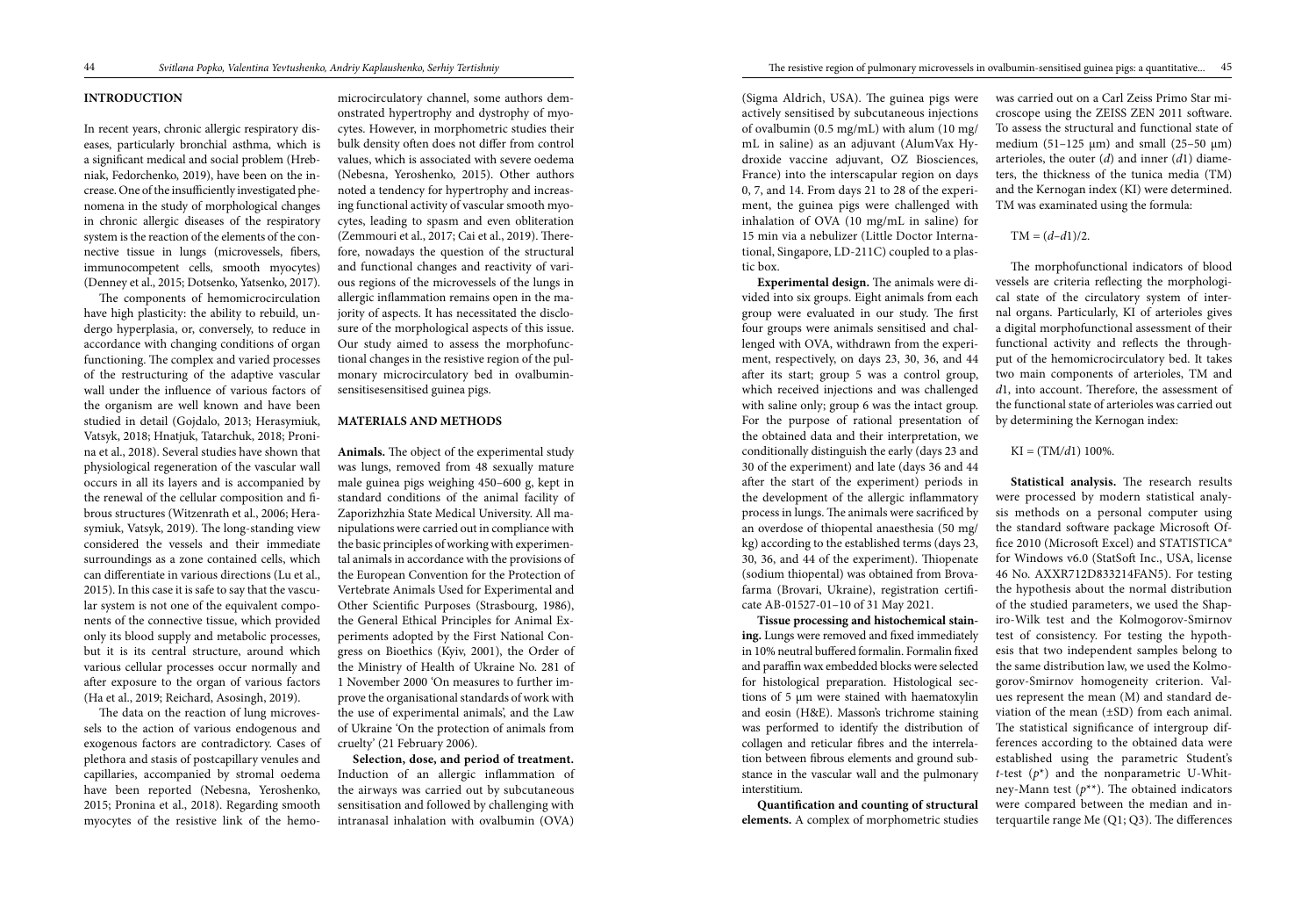## INTRODUCTION

In recent years, chronic allergic respiratory diseases, particularly bronchial asthma, which is a significant medical and social problem (Hrebniak, Fedorchenko, 2019), have been on the increase. One of the insufficiently investigated phenomena in the study of morphological changes in chronic allergic diseases of the respiratory system is the reaction of the elements of the connective tissue in lungs (microvessels, fibers, immunocompetent cells, smooth myocytes) (Denney et al., 2015; Dotsenko, Yatsenko, 2017).

The components of hemomicrocirculation have high plasticity: the ability to rebuild, undergo hyperplasia, or, conversely, to reduce in accordance with changing conditions of organ functioning. The complex and varied processes of the restructuring of the adaptive vascular wall under the influence of various factors of the organism are well known and have been studied in detail (Gojdalo, 2013; Herasymiuk, Vatsyk, 2018; Hnatjuk, Tatarchuk, 2018; Pronina et al., 2018). Several studies have shown that physiological regeneration of the vascular wall occurs in all its layers and is accompanied by the renewal of the cellular composition and fibrous structures (Witzenrath et al., 2006; Herasymiuk, Vatsyk, 2019). The long-standing view considered the vessels and their immediate surroundings as a zone contained cells, which can differentiate in various directions (Lu et al., 2015). In this case it is safe to say that the vascular system is not one of the equivalent components of the connective tissue, which provided only its blood supply and metabolic processes, but it is its central structure, around which various cellular processes occur normally and after exposure to the organ of various factors (Ha et al., 2019; Reichard, Asosingh, 2019).

The data on the reaction of lung microvessels to the action of various endogenous and exogenous factors are contradictory. Cases of plethora and stasis of postcapillary venules and capillaries, accompanied by stromal oedema have been reported (Nebesna, Yeroshenko, 2015; Pronina et al., 2018). Regarding smooth myocytes of the resistive link of the hemomicrocirculatory channel, some authors demonstrated hypertrophy and dystrophy of myocytes. However, in morphometric studies their bulk density often does not differ from control values, which is associated with severe oedema (Nebesna, Yeroshenko, 2015). Other authors noted a tendency for hypertrophy and increasing functional activity of vascular smooth myocytes, leading to spasm and even obliteration (Zemmouri et al., 2017; Cai et al., 2019). Therefore, nowadays the question of the structural and functional changes and reactivity of various regions of the microvessels of the lungs in allergic inflammation remains open in the majority of aspects. It has necessitated the disclosure of the morphological aspects of this issue. Our study aimed to assess the morphofunctional changes in the resistive region of the pulmonary microcirculatory bed in ovalbuminsensitisesensitised guinea pigs.

## MATERIALS AND METHODS

**Animals.** The object of the experimental study was lungs, removed from 48 sexually mature male guinea pigs weighing 450–600 g, kept in standard conditions of the animal facility of Zaporizhzhia State Medical University. All manipulations were carried out in compliance with the basic principles of working with experimental animals in accordance with the provisions of the European Convention for the Protection of Vertebrate Animals Used for Experimental and Other Scientific Purposes (Strasbourg, 1986), the General Ethical Principles for Animal Experiments adopted by the First National Congress on Bioethics (Kyiv, 2001), the Order of the Ministry of Health of Ukraine No. 281 of 1 November 2000 'On measures to further improve the organisational standards of work with the use of experimental animals', and the Law of Ukraine 'On the protection of animals from cruelty' (21 February 2006).

**Selection, dose, and period of treatment.** Induction of an allergic inflammation of the airways was carried out by subcutaneous sensitisation and followed by challenging with intranasal inhalation with ovalbumin (OVA) (Sigma Aldrich, USA). The guinea pigs were actively sensitised by subcutaneous injections of ovalbumin (0.5 mg/mL) with alum (10 mg/mL in saline) as an adjuvant (AlumVax Hydroxide vaccine adjuvant, OZ Biosciences, France) into the interscapular region on days 0, 7, and 14. From days 21 to 28 of the experiment, the guinea pigs were challenged with inhalation of OVA (10 mg/mL in saline) for 15 min via a nebulizer (Little Doctor International, Singapore, LD-211C) coupled to a plastic box.

**Experimental design.** The animals were divided into six groups. Eight animals from each group were evaluated in our study. The first four groups were animals sensitised and challenged with OVA, withdrawn from the experiment, respectively, on days 23, 30, 36, and 44 after its start; group 5 was a control group, which received injections and was challenged with saline only; group 6 was the intact group. For the purpose of rational presentation of the obtained data and their interpretation, we conditionally distinguish the early (days 23 and 30 of the experiment) and late (days 36 and 44 after the start of the experiment) periods in the development of the allergic inflammatory process in lungs. The animals were sacrificed by an overdose of thiopental anaesthesia (50 mg/kg) according to the established terms (days 23, 30, 36, and 44 of the experiment). Thiopenate (sodium thiopental) was obtained from Brovafarma (Brovari, Ukraine), registration certificate AB-01527-01–10 of 31 May 2021.

**Tissue processing and histochemical staining.** Lungs were removed and fixed immediately in 10% neutral buffered formalin. Formalin fixed and paraffin wax embedded blocks were selected for histological preparation. Histological sections of 5 μm were stained with haematoxylin and eosin (H&E). Masson's trichrome staining was performed to identify the distribution of collagen and reticular fibres and the interrelation between fibrous elements and ground substance in the vascular wall and the pulmonary interstitium.

**Quantification and counting of structural elements.** A complex of morphometric studies was carried out on a Carl Zeiss Primo Star microscope using the ZEISS ZEN 2011 software. To assess the structural and functional state of medium (51–125 μm) and small (25–50 μm) arterioles, the outer ($d$) and inner ($d1$) diameters, the thickness of the tunica media (TM) and the Kernogan index (KI) were determined. TM was examined using the formula:

$$TM = (d - d1)/2.$$

The morphofunctional indicators of blood vessels are criteria reflecting the morphological state of the circulatory system of internal organs. Particularly, KI of arterioles gives a digital morphofunctional assessment of their functional activity and reflects the throughput of the hemomicrocirculatory bed. It takes two main components of arterioles, TM and $d1$, into account. Therefore, the assessment of the functional state of arterioles was carried out by determining the Kernogan index:

$$KI = (TM/d1)\ 100\%.$$

**Statistical analysis.** The research results were processed by modern statistical analysis methods on a personal computer using the standard software package Microsoft Office 2010 (Microsoft Excel) and STATISTICA® for Windows v6.0 (StatSoft Inc., USA, license 46 No. AXXR712D833214FAN5). For testing the hypothesis about the normal distribution of the studied parameters, we used the Shapiro-Wilk test and the Kolmogorov-Smirnov test of consistency. For testing the hypothesis that two independent samples belong to the same distribution law, we used the Kolmogorov-Smirnov homogeneity criterion. Values represent the mean (M) and standard deviation of the mean (±SD) from each animal. The statistical significance of intergroup differences according to the obtained data were established using the parametric Student's $t$-test ($p$*) and the nonparametric U-Whitney-Mann test ($p$**). The obtained indicators were compared between the median and interquartile range Me (Q1; Q3). The differences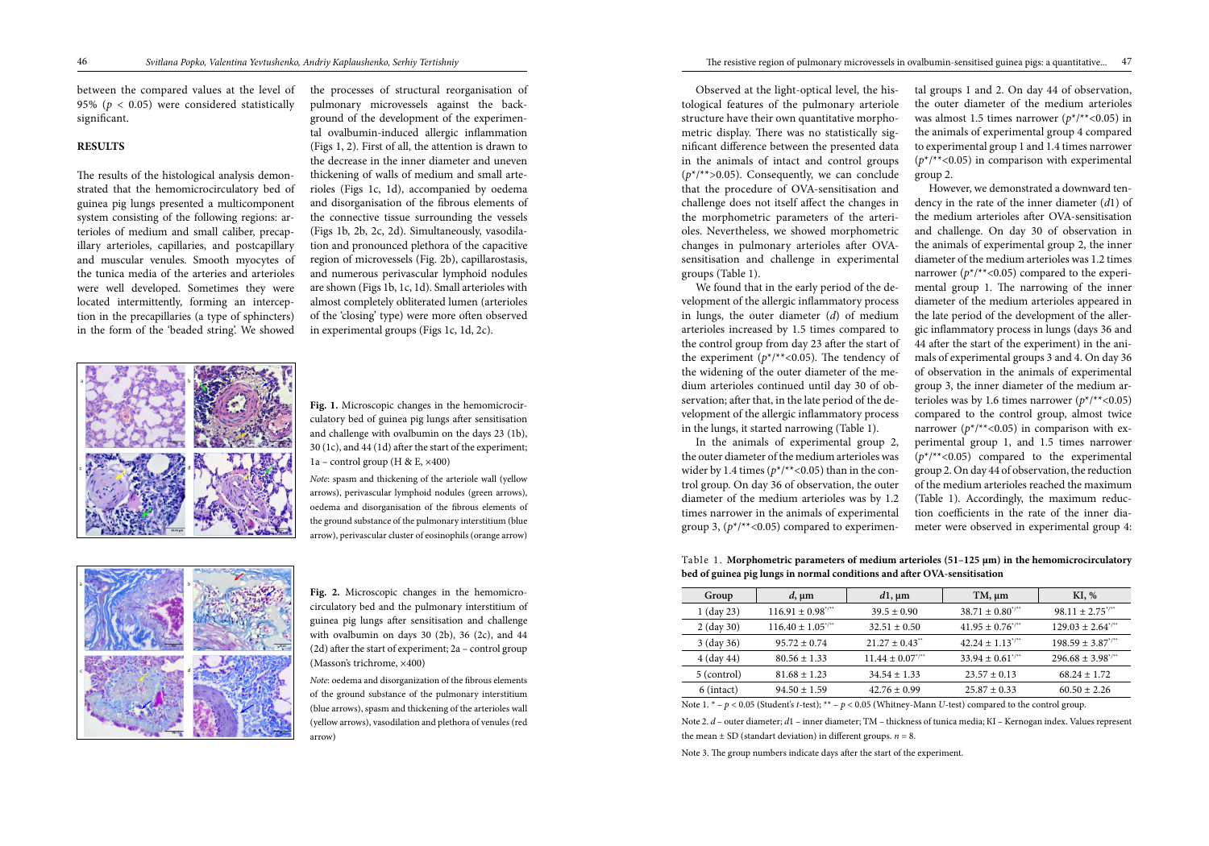between the compared values at the level of 95% ($p < 0.05$) were considered statistically significant.

## RESULTS

The results of the histological analysis demonstrated that the hemomicrocirculatory bed of guinea pig lungs presented a multicomponent system consisting of the following regions: arterioles of medium and small caliber, precapillary arterioles, capillaries, and postcapillary and muscular venules. Smooth myocytes of the tunica media of the arteries and arterioles were well developed. Sometimes they were located intermittently, forming an interception in the precapillaries (a type of sphincters) in the form of the 'beaded string'. We showed the processes of structural reorganisation of pulmonary microvessels against the background of the development of the experimental ovalbumin-induced allergic inflammation (Figs 1, 2). First of all, the attention is drawn to the decrease in the inner diameter and uneven thickening of walls of medium and small arterioles (Figs 1c, 1d), accompanied by oedema and disorganisation of the fibrous elements of the connective tissue surrounding the vessels (Figs 1b, 2b, 2c, 2d). Simultaneously, vasodilation and pronounced plethora of the capacitive region of microvessels (Fig. 2b), capillarostasis, and numerous perivascular lymphoid nodules are shown (Figs 1b, 1c, 1d). Small arterioles with almost completely obliterated lumen (arterioles of the 'closing' type) were more often observed in experimental groups (Figs 1c, 1d, 2c).

**Fig. 1.** Microscopic changes in the hemomicrocirculatory bed of guinea pig lungs after sensitisation and challenge with ovalbumin on the days 23 (1b), 30 (1c), and 44 (1d) after the start of the experiment; 1a – control group (H & E, ×400)

*Note*: spasm and thickening of the arteriole wall (yellow arrows), perivascular lymphoid nodules (green arrows), oedema and disorganisation of the fibrous elements of the ground substance of the pulmonary interstitium (blue arrow), perivascular cluster of eosinophils (orange arrow)

**Fig. 2.** Microscopic changes in the hemomicrocirculatory bed and the pulmonary interstitium of guinea pig lungs after sensitisation and challenge with ovalbumin on days 30 (2b), 36 (2c), and 44 (2d) after the start of experiment; 2a – control group (Masson's trichrome, ×400)

*Note*: oedema and disorganization of the fibrous elements of the ground substance of the pulmonary interstitium (blue arrows), spasm and thickening of the arterioles wall (yellow arrows), vasodilation and plethora of venules (red arrow)

Observed at the light-optical level, the histological features of the pulmonary arteriole structure have their own quantitative morphometric display. There was no statistically significant difference between the presented data in the animals of intact and control groups ($p^{*}/^{**}>0.05$). Consequently, we can conclude that the procedure of OVA-sensitisation and challenge does not itself affect the changes in the morphometric parameters of the arterioles. Nevertheless, we showed morphometric changes in pulmonary arterioles after OVA-sensitisation and challenge in experimental groups (Table 1).

We found that in the early period of the development of the allergic inflammatory process in lungs, the outer diameter ($d$) of medium arterioles increased by 1.5 times compared to the control group from day 23 after the start of the experiment ($p^{*}/^{**}<0.05$). The tendency of the widening of the outer diameter of the medium arterioles continued until day 30 of observation; after that, in the late period of the development of the allergic inflammatory process in the lungs, it started narrowing (Table 1).

In the animals of experimental group 2, the outer diameter of the medium arterioles was wider by 1.4 times ($p^{*}/^{**}<0.05$) than in the control group. On day 36 of observation, the outer diameter of the medium arterioles was by 1.2 times narrower in the animals of experimental group 3, ($p^{*}/^{**}<0.05$) compared to experimental groups 1 and 2. On day 44 of observation, the outer diameter of the medium arterioles was almost 1.5 times narrower ($p^{*}/^{**}<0.05$) in the animals of experimental group 4 compared to experimental group 1 and 1.4 times narrower ($p^{*}/^{**}<0.05$) in comparison with experimental group 2.

However, we demonstrated a downward tendency in the rate of the inner diameter ($d1$) of the medium arterioles after OVA-sensitisation and challenge. On day 30 of observation in the animals of experimental group 2, the inner diameter of the medium arterioles was 1.2 times narrower ($p^{*}/^{**}<0.05$) compared to the experimental group 1. The narrowing of the inner diameter of the medium arterioles appeared in the late period of the development of the allergic inflammatory process in lungs (days 36 and 44 after the start of the experiment) in the animals of experimental groups 3 and 4. On day 36 of observation in the animals of experimental group 3, the inner diameter of the medium arterioles was by 1.6 times narrower ($p^{*}/^{**}<0.05$) compared to the control group, almost twice narrower ($p^{*}/^{**}<0.05$) in comparison with experimental group 1, and 1.5 times narrower ($p^{*}/^{**}<0.05$) compared to the experimental group 2. On day 44 of observation, the reduction of the medium arterioles reached the maximum (Table 1). Accordingly, the maximum reduction coefficients in the rate of the inner diameter were observed in experimental group 4:

Table 1. **Morphometric parameters of medium arterioles (51–125 µm) in the hemomicrocirculatory bed of guinea pig lungs in normal conditions and after OVA-sensitisation**

| Group | $d$, µm | $d1$, µm | TM, µm | KI, % |
|---|---|---|---|---|
| 1 (day 23) | $116.91 \pm 0.98^{*/**}$ | $39.5 \pm 0.90$ | $38.71 \pm 0.80^{*/**}$ | $98.11 \pm 2.75^{*/**}$ |
| 2 (day 30) | $116.40 \pm 1.05^{*/**}$ | $32.51 \pm 0.50$ | $41.95 \pm 0.76^{*/**}$ | $129.03 \pm 2.64^{*/**}$ |
| 3 (day 36) | $95.72 \pm 0.74$ | $21.27 \pm 0.43^{**}$ | $42.24 \pm 1.13^{*/**}$ | $198.59 \pm 3.87^{*/**}$ |
| 4 (day 44) | $80.56 \pm 1.33$ | $11.44 \pm 0.07^{*/**}$ | $33.94 \pm 0.61^{*/**}$ | $296.68 \pm 3.98^{*/**}$ |
| 5 (control) | $81.68 \pm 1.23$ | $34.54 \pm 1.33$ | $23.57 \pm 0.13$ | $68.24 \pm 1.72$ |
| 6 (intact) | $94.50 \pm 1.59$ | $42.76 \pm 0.99$ | $25.87 \pm 0.33$ | $60.50 \pm 2.26$ |

Note 1. * – $p < 0.05$ (Student's $t$-test); ** – $p < 0.05$ (Whitney-Mann $U$-test) compared to the control group.

Note 2. $d$ – outer diameter; $d1$ – inner diameter; TM – thickness of tunica media; KI – Kernogan index. Values represent the mean ± SD (standart deviation) in different groups. $n = 8$.

Note 3. The group numbers indicate days after the start of the experiment.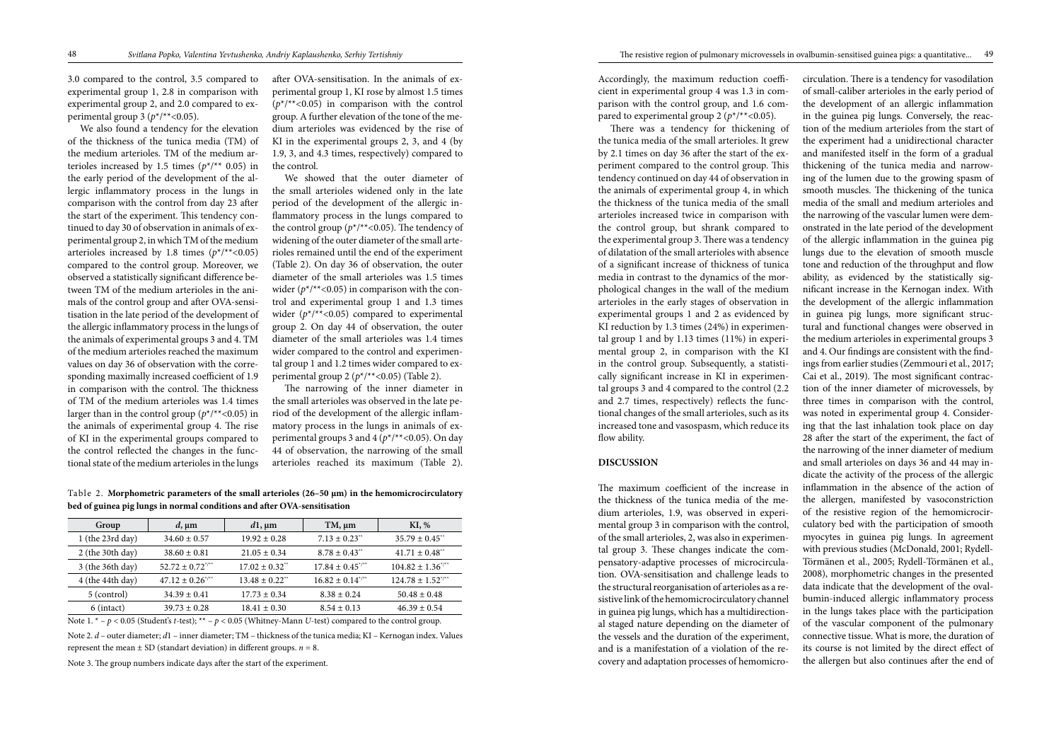3.0 compared to the control, 3.5 compared to experimental group 1, 2.8 in comparison with experimental group 2, and 2.0 compared to experimental group 3 ($p^*/^{**}<0.05$).

We also found a tendency for the elevation of the thickness of the tunica media (TM) of the medium arterioles. TM of the medium arterioles increased by 1.5 times ($p^*/^{**}$ 0.05) in the early period of the development of the allergic inflammatory process in the lungs in comparison with the control from day 23 after the start of the experiment. This tendency continued to day 30 of observation in animals of experimental group 2, in which TM of the medium arterioles increased by 1.8 times ($p^*/^{**}<0.05$) compared to the control group. Moreover, we observed a statistically significant difference between TM of the medium arterioles in the animals of the control group and after OVA-sensitisation in the late period of the development of the allergic inflammatory process in the lungs of the animals of experimental groups 3 and 4. TM of the medium arterioles reached the maximum values on day 36 of observation with the corresponding maximally increased coefficient of 1.9 in comparison with the control. The thickness of TM of the medium arterioles was 1.4 times larger than in the control group ($p^*/^{**}<0.05$) in the animals of experimental group 4. The rise of KI in the experimental groups compared to the control reflected the changes in the functional state of the medium arterioles in the lungs after OVA-sensitisation. In the animals of experimental group 1, KI rose by almost 1.5 times ($p^*/^{**}<0.05$) in comparison with the control group. A further elevation of the tone of the medium arterioles was evidenced by the rise of KI in the experimental groups 2, 3, and 4 (by 1.9, 3, and 4.3 times, respectively) compared to the control.

We showed that the outer diameter of the small arterioles widened only in the late period of the development of the allergic inflammatory process in the lungs compared to the control group ($p^*/^{**}<0.05$). The tendency of widening of the outer diameter of the small arterioles remained until the end of the experiment (Table 2). On day 36 of observation, the outer diameter of the small arterioles was 1.5 times wider ($p^*/^{**}<0.05$) in comparison with the control and experimental group 1 and 1.3 times wider ($p^*/^{**}<0.05$) compared to experimental group 2. On day 44 of observation, the outer diameter of the small arterioles was 1.4 times wider compared to the control and experimental group 1 and 1.2 times wider compared to experimental group 2 ($p^*/^{**}<0.05$) (Table 2).

The narrowing of the inner diameter in the small arterioles was observed in the late period of the development of the allergic inflammatory process in the lungs in animals of experimental groups 3 and 4 ($p^*/^{**}<0.05$). On day 44 of observation, the narrowing of the small arterioles reached its maximum (Table 2).

Table 2. **Morphometric parameters of the small arterioles (26–50 μm) in the hemomicrocirculatory bed of guinea pig lungs in normal conditions and after OVA-sensitisation**

| Group | $d$, μm | $d1$, μm | TM, μm | KI, % |
|---|---|---|---|---|
| 1 (the 23rd day) | 34.60 ± 0.57 | 19.92 ± 0.28 | 7.13 ± 0.23$^{**}$ | 35.79 ± 0.45$^{**}$ |
| 2 (the 30th day) | 38.60 ± 0.81 | 21.05 ± 0.34 | 8.78 ± 0.43$^{**}$ | 41.71 ± 0.48$^{**}$ |
| 3 (the 36th day) | 52.72 ± 0.72$^{*/**}$ | 17.02 ± 0.32$^{**}$ | 17.84 ± 0.45$^{*/**}$ | 104.82 ± 1.36$^{*/**}$ |
| 4 (the 44th day) | 47.12 ± 0.26$^{*/**}$ | 13.48 ± 0.22$^{**}$ | 16.82 ± 0.14$^{*/**}$ | 124.78 ± 1.52$^{*/**}$ |
| 5 (control) | 34.39 ± 0.41 | 17.73 ± 0.34 | 8.38 ± 0.24 | 50.48 ± 0.48 |
| 6 (intact) | 39.73 ± 0.28 | 18.41 ± 0.30 | 8.54 ± 0.13 | 46.39 ± 0.54 |

Note 1. * – $p < 0.05$ (Student's $t$-test); ** – $p < 0.05$ (Whitney-Mann $U$-test) compared to the control group.

Note 2. $d$ – outer diameter; $d1$ – inner diameter; TM – thickness of the tunica media; KI – Kernogan index. Values represent the mean ± SD (standart deviation) in different groups. $n = 8$.

Note 3. The group numbers indicate days after the start of the experiment.

Accordingly, the maximum reduction coefficient in experimental group 4 was 1.3 in comparison with the control group, and 1.6 compared to experimental group 2 ($p^*/^{**}<0.05$).

There was a tendency for thickening of the tunica media of the small arterioles. It grew by 2.1 times on day 36 after the start of the experiment compared to the control group. This tendency continued on day 44 of observation in the animals of experimental group 4, in which the thickness of the tunica media of the small arterioles increased twice in comparison with the control group, but shrank compared to the experimental group 3. There was a tendency of dilatation of the small arterioles with absence of a significant increase of thickness of tunica media in contrast to the dynamics of the morphological changes in the wall of the medium arterioles in the early stages of observation in experimental groups 1 and 2 as evidenced by KI reduction by 1.3 times (24%) in experimental group 1 and by 1.13 times (11%) in experimental group 2, in comparison with the KI in the control group. Subsequently, a statistically significant increase in KI in experimental groups 3 and 4 compared to the control (2.2 and 2.7 times, respectively) reflects the functional changes of the small arterioles, such as its increased tone and vasospasm, which reduce its flow ability.

## DISCUSSION

The maximum coefficient of the increase in the thickness of the tunica media of the medium arterioles, 1.9, was observed in experimental group 3 in comparison with the control, of the small arterioles, 2, was also in experimental group 3. These changes indicate the compensatory-adaptive processes of microcirculation. OVA-sensitisation and challenge leads to the structural reorganisation of arterioles as a resistive link of the hemomicrocirculatory channel in guinea pig lungs, which has a multidirectional staged nature depending on the diameter of the vessels and the duration of the experiment, and is a manifestation of a violation of the recovery and adaptation processes of hemomicrocirculation. There is a tendency for vasodilation of small-caliber arterioles in the early period of the development of an allergic inflammation in the guinea pig lungs. Conversely, the reaction of the medium arterioles from the start of the experiment had a unidirectional character and manifested itself in the form of a gradual thickening of the tunica media and narrowing of the lumen due to the growing spasm of smooth muscles. The thickening of the tunica media of the small and medium arterioles and the narrowing of the vascular lumen were demonstrated in the late period of the development of the allergic inflammation in the guinea pig lungs due to the elevation of smooth muscle tone and reduction of the throughput and flow ability, as evidenced by the statistically significant increase in the Kernogan index. With the development of the allergic inflammation in guinea pig lungs, more significant structural and functional changes were observed in the medium arterioles in experimental groups 3 and 4. Our findings are consistent with the findings from earlier studies (Zemmouri et al., 2017; Cai et al., 2019). The most significant contraction of the inner diameter of microvessels, by three times in comparison with the control, was noted in experimental group 4. Considering that the last inhalation took place on day 28 after the start of the experiment, the fact of the narrowing of the inner diameter of medium and small arterioles on days 36 and 44 may indicate the activity of the process of the allergic inflammation in the absence of the action of the allergen, manifested by vasoconstriction of the resistive region of the hemomicrocirculatory bed with the participation of smooth myocytes in guinea pigs lungs. In agreement with previous studies (McDonald, 2001; Rydell-Törmänen et al., 2005; Rydell-Törmänen et al., 2008), morphometric changes in the presented data indicate that the development of the ovalbumin-induced allergic inflammatory process in the lungs takes place with the participation of the vascular component of the pulmonary connective tissue. What is more, the duration of its course is not limited by the direct effect of the allergen but also continues after the end of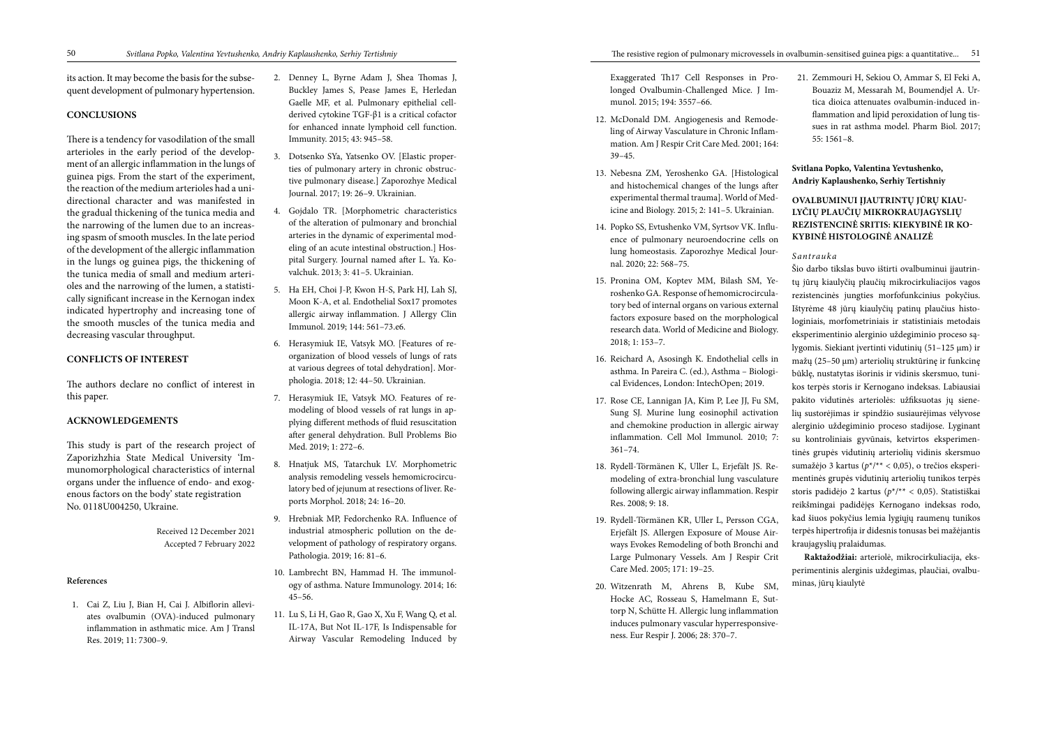its action. It may become the basis for the subsequent development of pulmonary hypertension.

## CONCLUSIONS

There is a tendency for vasodilation of the small arterioles in the early period of the development of an allergic inflammation in the lungs of guinea pigs. From the start of the experiment, the reaction of the medium arterioles had a unidirectional character and was manifested in the gradual thickening of the tunica media and the narrowing of the lumen due to an increasing spasm of smooth muscles. In the late period of the development of the allergic inflammation in the lungs og guinea pigs, the thickening of the tunica media of small and medium arterioles and the narrowing of the lumen, a statistically significant increase in the Kernogan index indicated hypertrophy and increasing tone of the smooth muscles of the tunica media and decreasing vascular throughput.

## CONFLICTS OF INTEREST

The authors declare no conflict of interest in this paper.

## ACKNOWLEDGEMENTS

This study is part of the research project of Zaporizhzhia State Medical University 'Immunomorphological characteristics of internal organs under the influence of endo- and exogenous factors on the body' state registration No. 0118U004250, Ukraine.

Received 12 December 2021
Accepted 7 February 2022

### References

1. Cai Z, Liu J, Bian H, Cai J. Albiflorin alleviates ovalbumin (OVA)-induced pulmonary inflammation in asthmatic mice. Am J Transl Res. 2019; 11: 7300–9.
2. Denney L, Byrne Adam J, Shea Thomas J, Buckley James S, Pease James E, Herledan Gaelle MF, et al. Pulmonary epithelial cell-derived cytokine TGF-β1 is a critical cofactor for enhanced innate lymphoid cell function. Immunity. 2015; 43: 945–58.
3. Dotsenko SYa, Yatsenko OV. [Elastic properties of pulmonary artery in chronic obstructive pulmonary disease.] Zaporozhye Medical Journal. 2017; 19: 26–9. Ukrainian.
4. Gojdalo TR. [Morphometric characteristics of the alteration of pulmonary and bronchial arteries in the dynamic of experimental modeling of an acute intestinal obstruction.] Hospital Surgery. Journal named after L. Ya. Kovalchuk. 2013; 3: 41–5. Ukrainian.
5. Ha EH, Choi J-P, Kwon H-S, Park HJ, Lah SJ, Moon K-A, et al. Endothelial Sox17 promotes allergic airway inflammation. J Allergy Clin Immunol. 2019; 144: 561–73.e6.
6. Herasymiuk IE, Vatsyk MO. [Features of reorganization of blood vessels of lungs of rats at various degrees of total dehydration]. Morphologia. 2018; 12: 44–50. Ukrainian.
7. Herasymiuk IE, Vatsyk MO. Features of remodeling of blood vessels of rat lungs in applying different methods of fluid resuscitation after general dehydration. Bull Problems Bio Med. 2019; 1: 272–6.
8. Hnatjuk MS, Tatarchuk LV. Morphometric analysis remodeling vessels hemomicrocirculatory bed of jejunum at resections of liver. Reports Morphol. 2018; 24: 16–20.
9. Hrebniak MP, Fedorchenko RA. Influence of industrial atmospheric pollution on the development of pathology of respiratory organs. Pathologia. 2019; 16: 81–6.
10. Lambrecht BN, Hammad H. The immunology of asthma. Nature Immunology. 2014; 16: 45–56.
11. Lu S, Li H, Gao R, Gao X, Xu F, Wang Q, et al. IL-17A, But Not IL-17F, Is Indispensable for Airway Vascular Remodeling Induced by Exaggerated Th17 Cell Responses in Prolonged Ovalbumin-Challenged Mice. J Immunol. 2015; 194: 3557–66.
12. McDonald DM. Angiogenesis and Remodeling of Airway Vasculature in Chronic Inflammation. Am J Respir Crit Care Med. 2001; 164: 39–45.
13. Nebesna ZM, Yeroshenko GA. [Histological and histochemical changes of the lungs after experimental thermal trauma]. World of Medicine and Biology. 2015; 2: 141–5. Ukrainian.
14. Popko SS, Evtushenko VM, Syrtsov VK. Influence of pulmonary neuroendocrine cells on lung homeostasis. Zaporozhye Medical Journal. 2020; 22: 568–75.
15. Pronina OM, Koptev MM, Bilash SM, Yeroshenko GA. Response of hemomicrocirculatory bed of internal organs on various external factors exposure based on the morphological research data. World of Medicine and Biology. 2018; 1: 153–7.
16. Reichard A, Asosingh K. Endothelial cells in asthma. In Pareira C. (ed.), Asthma – Biological Evidences, London: IntechOpen; 2019.
17. Rose CE, Lannigan JA, Kim P, Lee JJ, Fu SM, Sung SJ. Murine lung eosinophil activation and chemokine production in allergic airway inflammation. Cell Mol Immunol. 2010; 7: 361–74.
18. Rydell-Törmänen K, Uller L, Erjefält JS. Remodeling of extra-bronchial lung vasculature following allergic airway inflammation. Respir Res. 2008; 9: 18.
19. Rydell-Törmänen KR, Uller L, Persson CGA, Erjefält JS. Allergen Exposure of Mouse Airways Evokes Remodeling of both Bronchi and Large Pulmonary Vessels. Am J Respir Crit Care Med. 2005; 171: 19–25.
20. Witzenrath M, Ahrens B, Kube SM, Hocke AC, Rosseau S, Hamelmann E, Suttorp N, Schütte H. Allergic lung inflammation induces pulmonary vascular hyperresponsiveness. Eur Respir J. 2006; 28: 370–7.
21. Zemmouri H, Sekiou O, Ammar S, El Feki A, Bouaziz M, Messarah M, Boumendjel A. Urtica dioica attenuates ovalbumin-induced inflammation and lipid peroxidation of lung tissues in rat asthma model. Pharm Biol. 2017; 55: 1561–8.

**Svitlana Popko, Valentina Yevtushenko, Andriy Kaplaushenko, Serhiy Tertishniy**

## OVALBUMINUI ĮJAUTRINTŲ JŪRŲ KIAULYČIŲ PLAUČIŲ MIKROKRAUJAGYSLIŲ REZISTENCINĖ SRITIS: KIEKYBINĖ IR KOKYBINĖ HISTOLOGINĖ ANALIZĖ

*Santrauka*

Šio darbo tikslas buvo ištirti ovalbuminui įjautrintų jūrų kiaulyčių plaučių mikrocirkuliacijos vagos rezistencinės jungties morfofunkcinius pokyčius. Ištyrėme 48 jūrų kiaulyčių patinų plaučius histologiniais, morfometriniais ir statistiniais metodais eksperimentinio alerginio uždegiminio proceso sąlygomis. Siekiant įvertinti vidutinių (51–125 µm) ir mažų (25–50 µm) arteriolių struktūrinę ir funkcinę būklę, nustatytas išorinis ir vidinis skersmuo, tunikos terpės storis ir Kernogano indeksas. Labiausiai pakito vidutinės arteriolės: užfiksuotas jų sienelių sustorėjimas ir spindžio susiaurėjimas vėlyvose alerginio uždegiminio proceso stadijose. Lyginant su kontroliniais gyvūnais, ketvirtos eksperimentinės grupės vidutinių arteriolių vidinis skersmuo sumažėjo 3 kartus ($p^{*}/^{**} < 0{,}05$), o trečios eksperimentinės grupės vidutinių arteriolių tunikos terpės storis padidėjo 2 kartus ($p^{*}/^{**} < 0{,}05$). Statistiškai reikšmingai padidėjęs Kernogano indeksas rodo, kad šiuos pokyčius lemia lygiųjų raumenų tunikos terpės hipertrofija ir didesnis tonusas bei mažėjantis kraujagyslių pralaidumas.

**Raktažodžiai:** arteriolė, mikrocirkuliacija, eksperimentinis alerginis uždegimas, plaučiai, ovalbuminas, jūrų kiaulytė